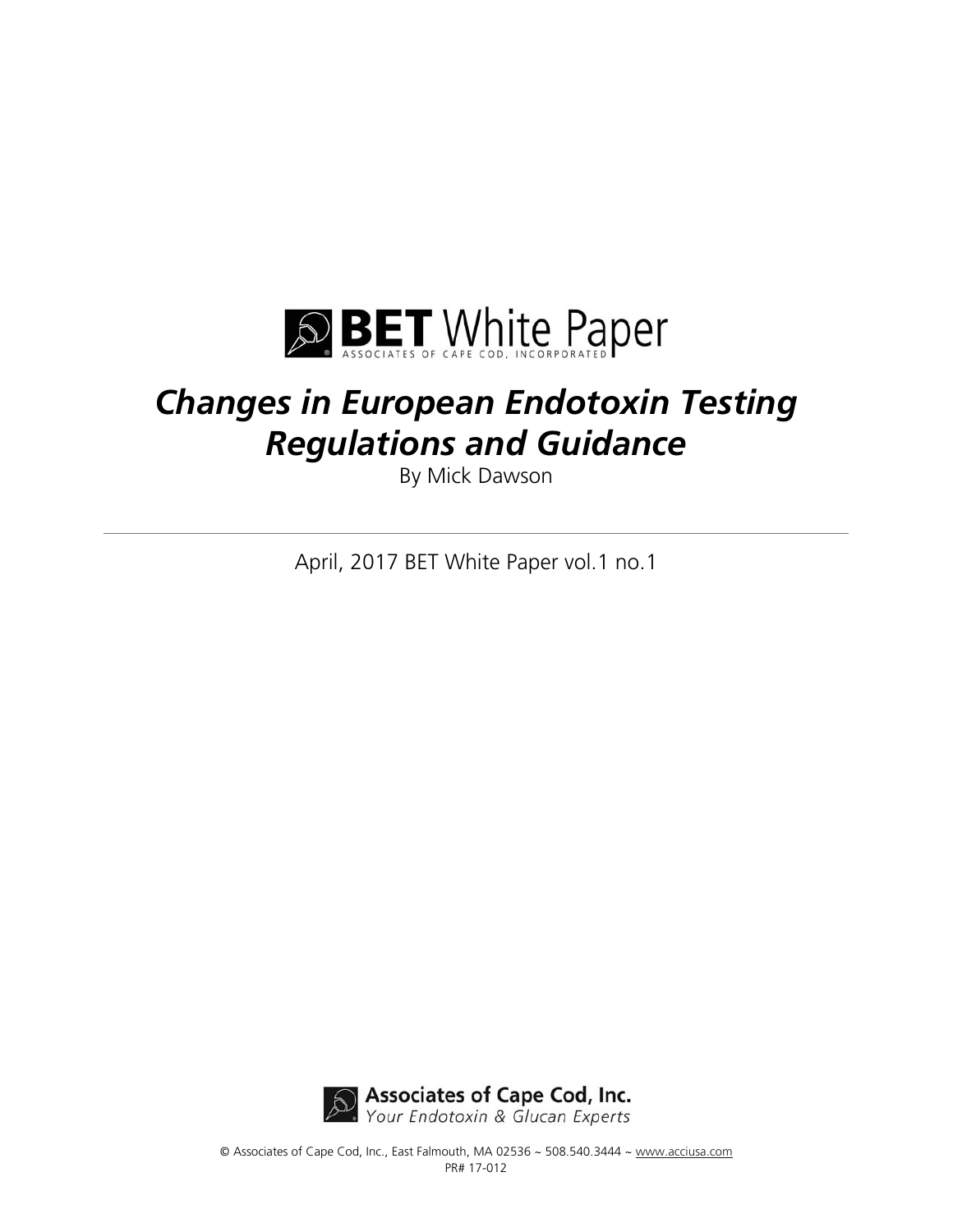**BET** White Paper

ASSOCIATES OF CAPE COD, INCORPORATED

# *Changes in European Endotoxin Testing Regulations and Guidance*

By Mick Dawson

---

April, 2017 BET White Paper vol.1 no.1

Associates of Cape Cod, Inc.

*Your Endotoxin & Glucan Experts*

© Associates of Cape Cod, Inc., East Falmouth, MA 02536 ~ 508.540.3444 ~ www.acciusa.com

PR# 17-012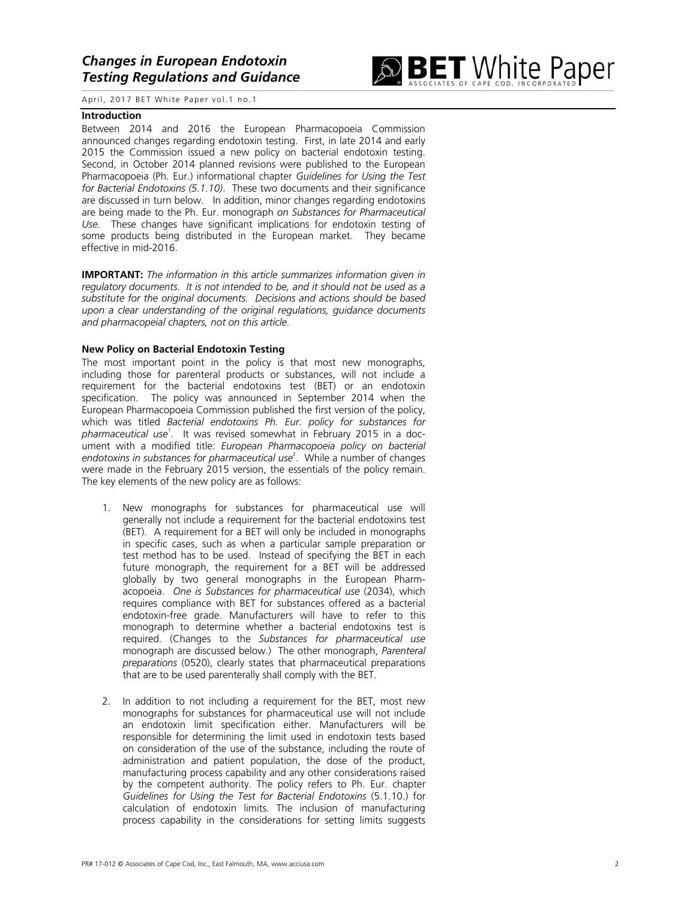## Introduction

Between 2014 and 2016 the European Pharmacopoeia Commission announced changes regarding endotoxin testing. First, in late 2014 and early 2015 the Commission issued a new policy on bacterial endotoxin testing. Second, in October 2014 planned revisions were published to the European Pharmacopoeia (Ph. Eur.) informational chapter *Guidelines for Using the Test for Bacterial Endotoxins (5.1.10)*. These two documents and their significance are discussed in turn below. In addition, minor changes regarding endotoxins are being made to the Ph. Eur. monograph *on Substances for Pharmaceutical Use.* These changes have significant implications for endotoxin testing of some products being distributed in the European market. They became effective in mid-2016.

**IMPORTANT:** *The information in this article summarizes information given in regulatory documents. It is not intended to be, and it should not be used as a substitute for the original documents. Decisions and actions should be based upon a clear understanding of the original regulations, guidance documents and pharmacopeial chapters, not on this article.*

### New Policy on Bacterial Endotoxin Testing

The most important point in the policy is that most new monographs, including those for parenteral products or substances, will not include a requirement for the bacterial endotoxins test (BET) or an endotoxin specification. The policy was announced in September 2014 when the European Pharmacopoeia Commission published the first version of the policy, which was titled *Bacterial endotoxins Ph. Eur. policy for substances for pharmaceutical use*[1]. It was revised somewhat in February 2015 in a document with a modified title: *European Pharmacopoeia policy on bacterial endotoxins in substances for pharmaceutical use*[2]. While a number of changes were made in the February 2015 version, the essentials of the policy remain. The key elements of the new policy are as follows:

1. New monographs for substances for pharmaceutical use will generally not include a requirement for the bacterial endotoxins test (BET). A requirement for a BET will only be included in monographs in specific cases, such as when a particular sample preparation or test method has to be used. Instead of specifying the BET in each future monograph, the requirement for a BET will be addressed globally by two general monographs in the European Pharmacopoeia. *One is Substances for pharmaceutical use* (2034), which requires compliance with BET for substances offered as a bacterial endotoxin-free grade. Manufacturers will have to refer to this monograph to determine whether a bacterial endotoxins test is required. (Changes to the *Substances for pharmaceutical use* monograph are discussed below.) The other monograph, *Parenteral preparations* (0520), clearly states that pharmaceutical preparations that are to be used parenterally shall comply with the BET.

2. In addition to not including a requirement for the BET, most new monographs for substances for pharmaceutical use will not include an endotoxin limit specification either. Manufacturers will be responsible for determining the limit used in endotoxin tests based on consideration of the use of the substance, including the route of administration and patient population, the dose of the product, manufacturing process capability and any other considerations raised by the competent authority. The policy refers to Ph. Eur. chapter *Guidelines for Using the Test for Bacterial Endotoxins* (5.1.10.) for calculation of endotoxin limits. The inclusion of manufacturing process capability in the considerations for setting limits suggests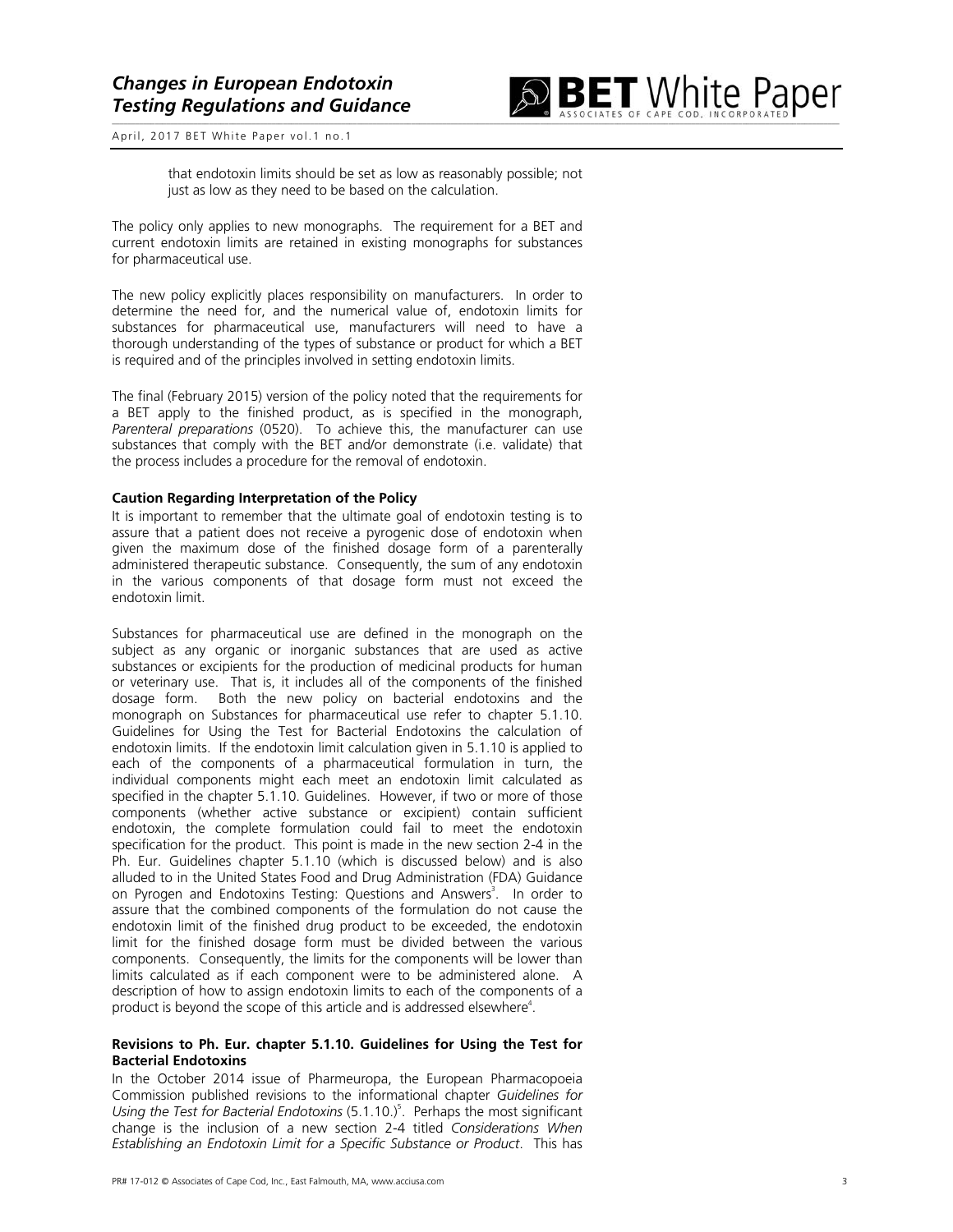that endotoxin limits should be set as low as reasonably possible; not just as low as they need to be based on the calculation.

The policy only applies to new monographs. The requirement for a BET and current endotoxin limits are retained in existing monographs for substances for pharmaceutical use.

The new policy explicitly places responsibility on manufacturers. In order to determine the need for, and the numerical value of, endotoxin limits for substances for pharmaceutical use, manufacturers will need to have a thorough understanding of the types of substance or product for which a BET is required and of the principles involved in setting endotoxin limits.

The final (February 2015) version of the policy noted that the requirements for a BET apply to the finished product, as is specified in the monograph, *Parenteral preparations* (0520). To achieve this, the manufacturer can use substances that comply with the BET and/or demonstrate (i.e. validate) that the process includes a procedure for the removal of endotoxin.

**Caution Regarding Interpretation of the Policy**

It is important to remember that the ultimate goal of endotoxin testing is to assure that a patient does not receive a pyrogenic dose of endotoxin when given the maximum dose of the finished dosage form of a parenterally administered therapeutic substance. Consequently, the sum of any endotoxin in the various components of that dosage form must not exceed the endotoxin limit.

Substances for pharmaceutical use are defined in the monograph on the subject as any organic or inorganic substances that are used as active substances or excipients for the production of medicinal products for human or veterinary use. That is, it includes all of the components of the finished dosage form. Both the new policy on bacterial endotoxins and the monograph on Substances for pharmaceutical use refer to chapter 5.1.10. Guidelines for Using the Test for Bacterial Endotoxins the calculation of endotoxin limits. If the endotoxin limit calculation given in 5.1.10 is applied to each of the components of a pharmaceutical formulation in turn, the individual components might each meet an endotoxin limit calculated as specified in the chapter 5.1.10. Guidelines. However, if two or more of those components (whether active substance or excipient) contain sufficient endotoxin, the complete formulation could fail to meet the endotoxin specification for the product. This point is made in the new section 2-4 in the Ph. Eur. Guidelines chapter 5.1.10 (which is discussed below) and is also alluded to in the United States Food and Drug Administration (FDA) Guidance on Pyrogen and Endotoxins Testing: Questions and Answers[3]. In order to assure that the combined components of the formulation do not cause the endotoxin limit of the finished drug product to be exceeded, the endotoxin limit for the finished dosage form must be divided between the various components. Consequently, the limits for the components will be lower than limits calculated as if each component were to be administered alone. A description of how to assign endotoxin limits to each of the components of a product is beyond the scope of this article and is addressed elsewhere[4].

**Revisions to Ph. Eur. chapter 5.1.10. Guidelines for Using the Test for Bacterial Endotoxins**

In the October 2014 issue of Pharmeuropa, the European Pharmacopoeia Commission published revisions to the informational chapter *Guidelines for Using the Test for Bacterial Endotoxins* (5.1.10.)[5]. Perhaps the most significant change is the inclusion of a new section 2-4 titled *Considerations When Establishing an Endotoxin Limit for a Specific Substance or Product*. This has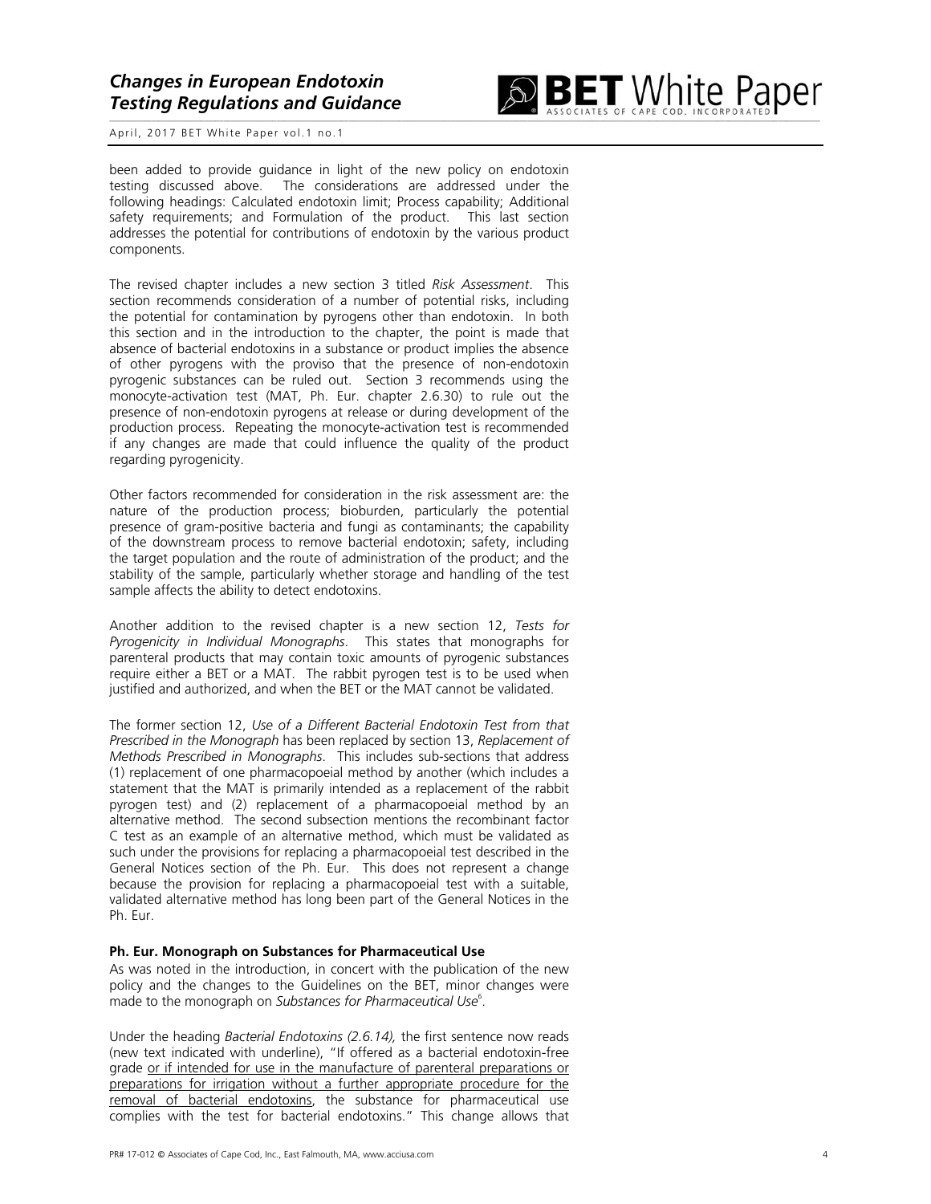been added to provide guidance in light of the new policy on endotoxin testing discussed above. The considerations are addressed under the following headings: Calculated endotoxin limit; Process capability; Additional safety requirements; and Formulation of the product. This last section addresses the potential for contributions of endotoxin by the various product components.

The revised chapter includes a new section 3 titled *Risk Assessment*. This section recommends consideration of a number of potential risks, including the potential for contamination by pyrogens other than endotoxin. In both this section and in the introduction to the chapter, the point is made that absence of bacterial endotoxins in a substance or product implies the absence of other pyrogens with the proviso that the presence of non-endotoxin pyrogenic substances can be ruled out. Section 3 recommends using the monocyte-activation test (MAT, Ph. Eur. chapter 2.6.30) to rule out the presence of non-endotoxin pyrogens at release or during development of the production process. Repeating the monocyte-activation test is recommended if any changes are made that could influence the quality of the product regarding pyrogenicity.

Other factors recommended for consideration in the risk assessment are: the nature of the production process; bioburden, particularly the potential presence of gram-positive bacteria and fungi as contaminants; the capability of the downstream process to remove bacterial endotoxin; safety, including the target population and the route of administration of the product; and the stability of the sample, particularly whether storage and handling of the test sample affects the ability to detect endotoxins.

Another addition to the revised chapter is a new section 12, *Tests for Pyrogenicity in Individual Monographs*. This states that monographs for parenteral products that may contain toxic amounts of pyrogenic substances require either a BET or a MAT. The rabbit pyrogen test is to be used when justified and authorized, and when the BET or the MAT cannot be validated.

The former section 12, *Use of a Different Bacterial Endotoxin Test from that Prescribed in the Monograph* has been replaced by section 13, *Replacement of Methods Prescribed in Monographs*. This includes sub-sections that address (1) replacement of one pharmacopoeial method by another (which includes a statement that the MAT is primarily intended as a replacement of the rabbit pyrogen test) and (2) replacement of a pharmacopoeial method by an alternative method. The second subsection mentions the recombinant factor C test as an example of an alternative method, which must be validated as such under the provisions for replacing a pharmacopoeial test described in the General Notices section of the Ph. Eur. This does not represent a change because the provision for replacing a pharmacopoeial test with a suitable, validated alternative method has long been part of the General Notices in the Ph. Eur.

**Ph. Eur. Monograph on Substances for Pharmaceutical Use**

As was noted in the introduction, in concert with the publication of the new policy and the changes to the Guidelines on the BET, minor changes were made to the monograph on *Substances for Pharmaceutical Use*[6].

Under the heading *Bacterial Endotoxins (2.6.14),* the first sentence now reads (new text indicated with underline), "If offered as a bacterial endotoxin-free grade <u>or if intended for use in the manufacture of parenteral preparations or preparations for irrigation without a further appropriate procedure for the removal of bacterial endotoxins</u>, the substance for pharmaceutical use complies with the test for bacterial endotoxins." This change allows that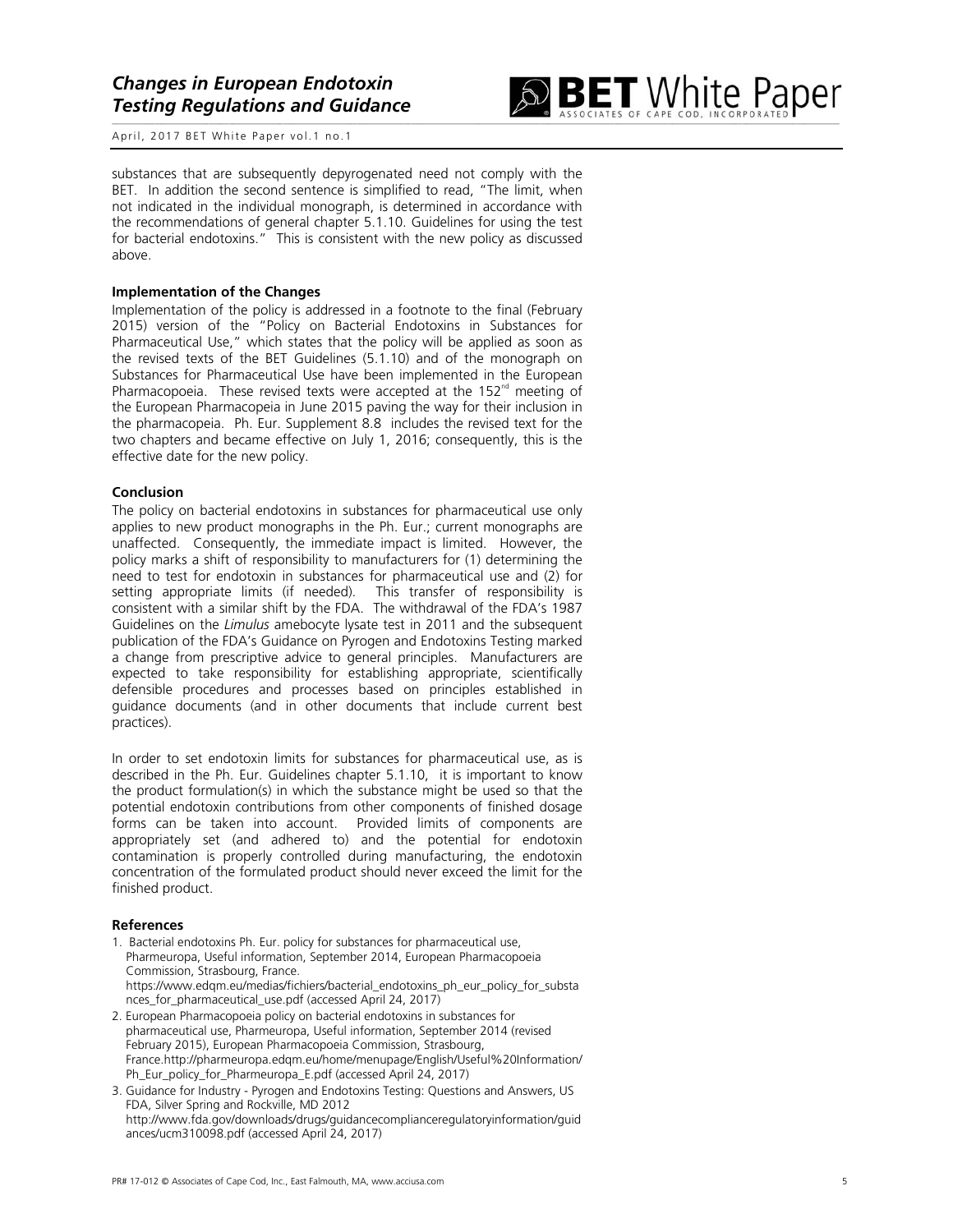substances that are subsequently depyrogenated need not comply with the BET. In addition the second sentence is simplified to read, "The limit, when not indicated in the individual monograph, is determined in accordance with the recommendations of general chapter 5.1.10. Guidelines for using the test for bacterial endotoxins." This is consistent with the new policy as discussed above.

### Implementation of the Changes

Implementation of the policy is addressed in a footnote to the final (February 2015) version of the "Policy on Bacterial Endotoxins in Substances for Pharmaceutical Use," which states that the policy will be applied as soon as the revised texts of the BET Guidelines (5.1.10) and of the monograph on Substances for Pharmaceutical Use have been implemented in the European Pharmacopoeia. These revised texts were accepted at the 152nd meeting of the European Pharmacopeia in June 2015 paving the way for their inclusion in the pharmacopeia. Ph. Eur. Supplement 8.8 includes the revised text for the two chapters and became effective on July 1, 2016; consequently, this is the effective date for the new policy.

### Conclusion

The policy on bacterial endotoxins in substances for pharmaceutical use only applies to new product monographs in the Ph. Eur.; current monographs are unaffected. Consequently, the immediate impact is limited. However, the policy marks a shift of responsibility to manufacturers for (1) determining the need to test for endotoxin in substances for pharmaceutical use and (2) for setting appropriate limits (if needed). This transfer of responsibility is consistent with a similar shift by the FDA. The withdrawal of the FDA's 1987 Guidelines on the *Limulus* amebocyte lysate test in 2011 and the subsequent publication of the FDA's Guidance on Pyrogen and Endotoxins Testing marked a change from prescriptive advice to general principles. Manufacturers are expected to take responsibility for establishing appropriate, scientifically defensible procedures and processes based on principles established in guidance documents (and in other documents that include current best practices).

In order to set endotoxin limits for substances for pharmaceutical use, as is described in the Ph. Eur. Guidelines chapter 5.1.10, it is important to know the product formulation(s) in which the substance might be used so that the potential endotoxin contributions from other components of finished dosage forms can be taken into account. Provided limits of components are appropriately set (and adhered to) and the potential for endotoxin contamination is properly controlled during manufacturing, the endotoxin concentration of the formulated product should never exceed the limit for the finished product.

### References

1. Bacterial endotoxins Ph. Eur. policy for substances for pharmaceutical use, Pharmeuropa, Useful information, September 2014, European Pharmacopoeia Commission, Strasbourg, France. https://www.edqm.eu/medias/fichiers/bacterial_endotoxins_ph_eur_policy_for_substances_for_pharmaceutical_use.pdf (accessed April 24, 2017)
2. European Pharmacopoeia policy on bacterial endotoxins in substances for pharmaceutical use, Pharmeuropa, Useful information, September 2014 (revised February 2015), European Pharmacopoeia Commission, Strasbourg, France.http://pharmeuropa.edqm.eu/home/menupage/English/Useful%20Information/Ph_Eur_policy_for_Pharmeuropa_E.pdf (accessed April 24, 2017)
3. Guidance for Industry - Pyrogen and Endotoxins Testing: Questions and Answers, US FDA, Silver Spring and Rockville, MD 2012 http://www.fda.gov/downloads/drugs/guidancecomplianceregulatoryinformation/guidances/ucm310098.pdf (accessed April 24, 2017)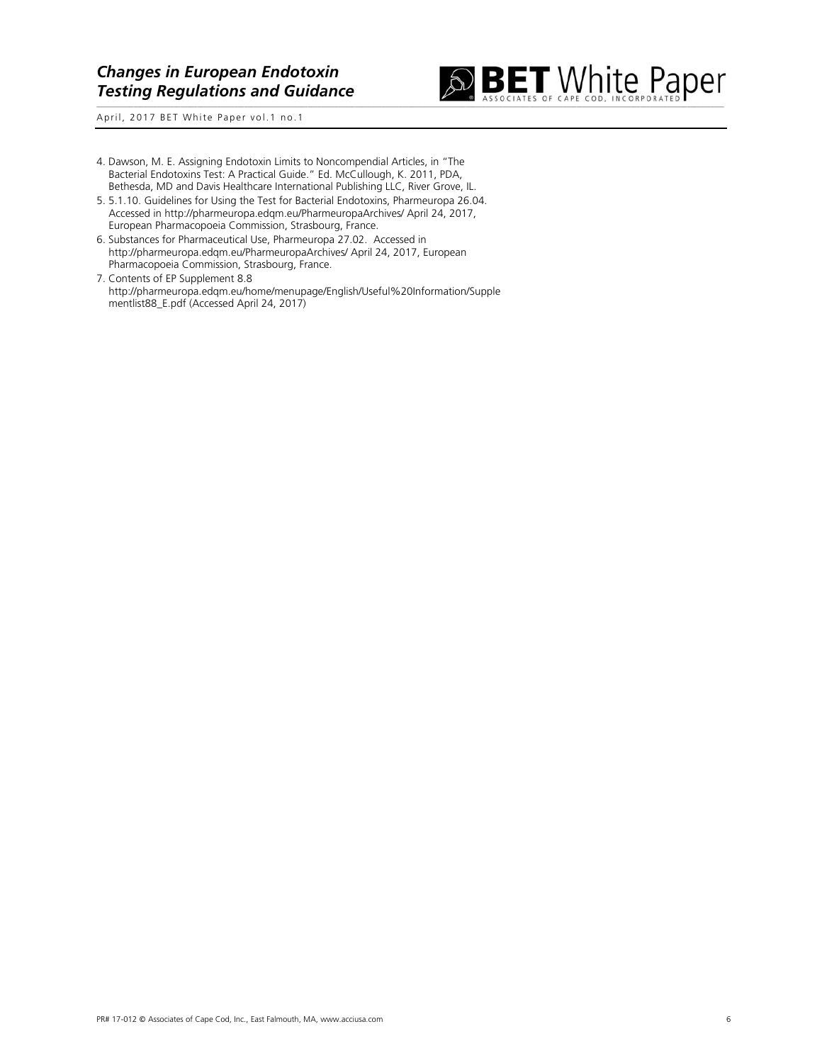4. Dawson, M. E. Assigning Endotoxin Limits to Noncompendial Articles, in "The Bacterial Endotoxins Test: A Practical Guide." Ed. McCullough, K. 2011, PDA, Bethesda, MD and Davis Healthcare International Publishing LLC, River Grove, IL.
5. 5.1.10. Guidelines for Using the Test for Bacterial Endotoxins, Pharmeuropa 26.04. Accessed in http://pharmeuropa.edqm.eu/PharmeuropaArchives/ April 24, 2017, European Pharmacopoeia Commission, Strasbourg, France.
6. Substances for Pharmaceutical Use, Pharmeuropa 27.02. Accessed in http://pharmeuropa.edqm.eu/PharmeuropaArchives/ April 24, 2017, European Pharmacopoeia Commission, Strasbourg, France.
7. Contents of EP Supplement 8.8 http://pharmeuropa.edqm.eu/home/menupage/English/Useful%20Information/Supplementlist88_E.pdf (Accessed April 24, 2017)